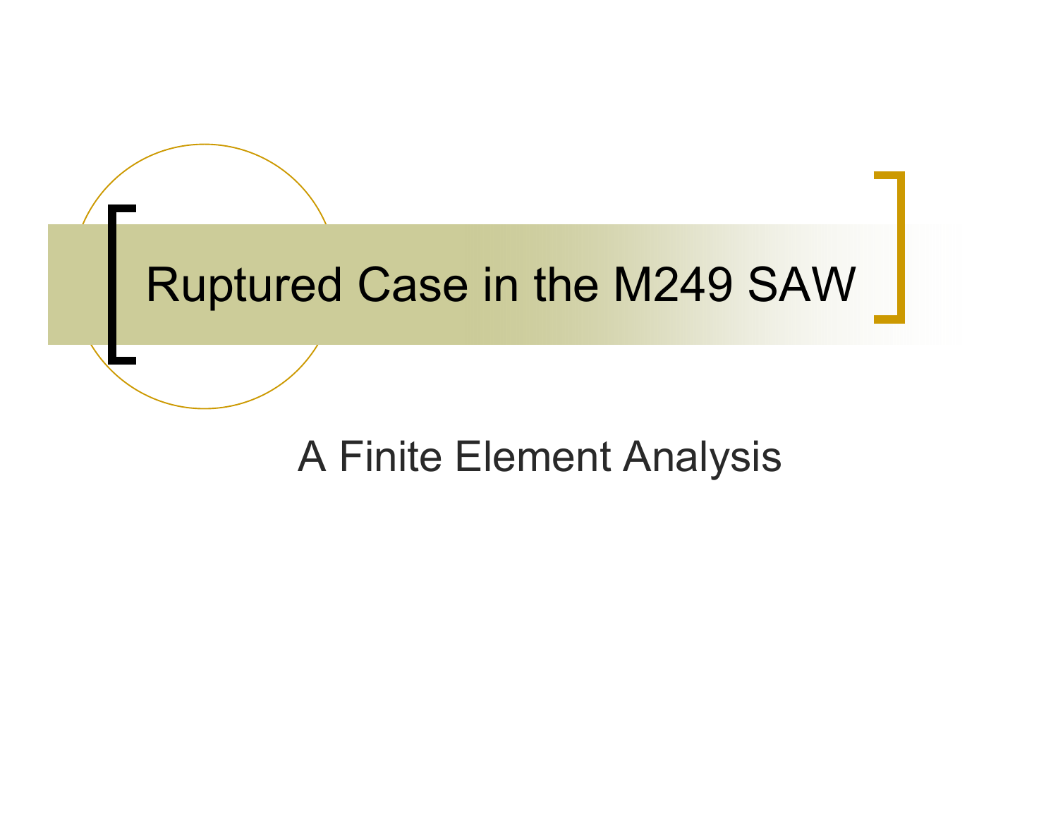# Ruptured Case in the M249 SAW

A Finite Element Analysis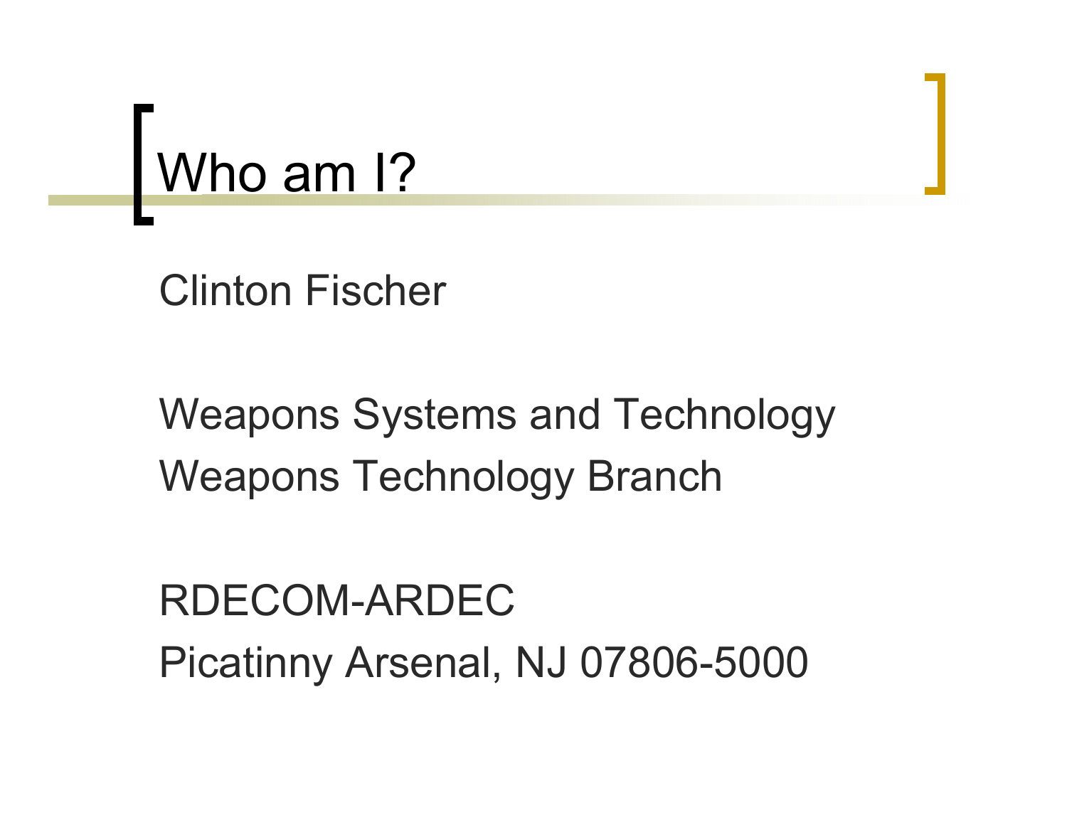# Who am I?

Clinton Fischer

Weapons Systems and Technology
Weapons Technology Branch

RDECOM-ARDEC
Picatinny Arsenal, NJ 07806-5000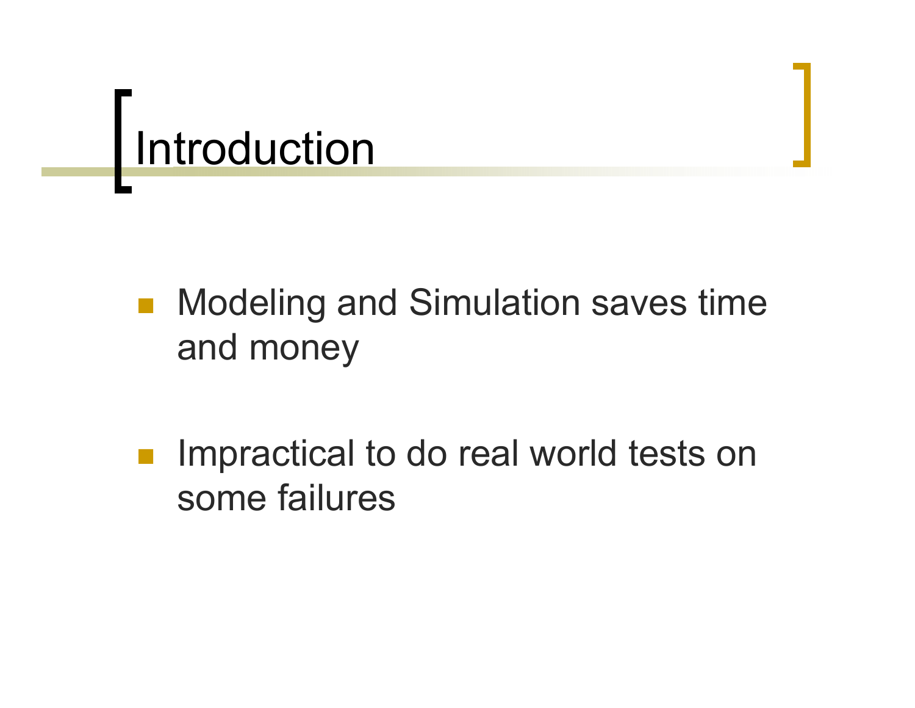# Introduction

- Modeling and Simulation saves time and money
- Impractical to do real world tests on some failures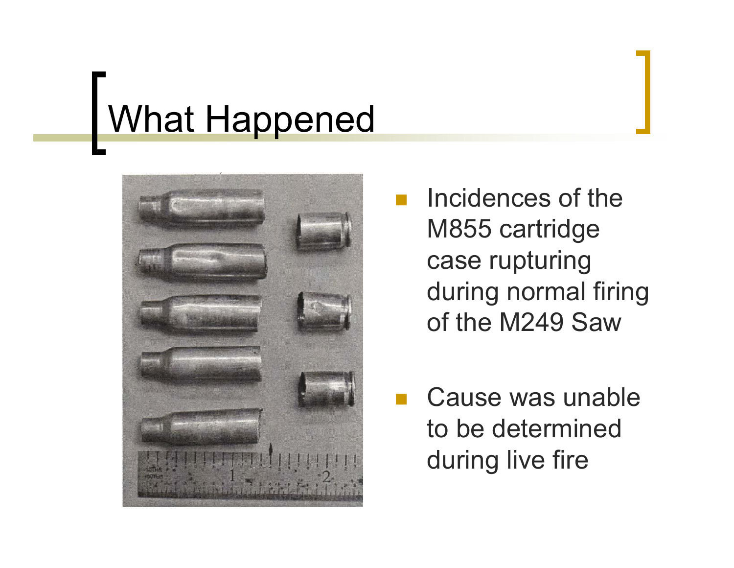# What Happened

- Incidences of the M855 cartridge case rupturing during normal firing of the M249 Saw
- Cause was unable to be determined during live fire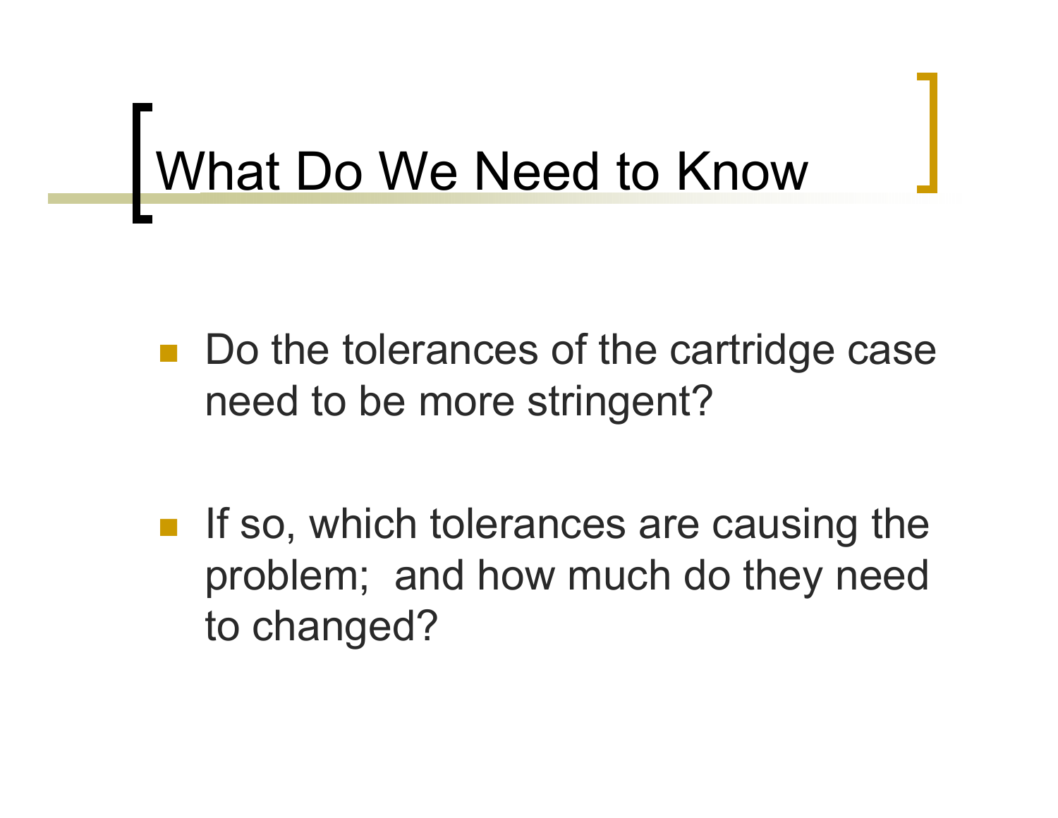# What Do We Need to Know

- Do the tolerances of the cartridge case need to be more stringent?

- If so, which tolerances are causing the problem;  and how much do they need to changed?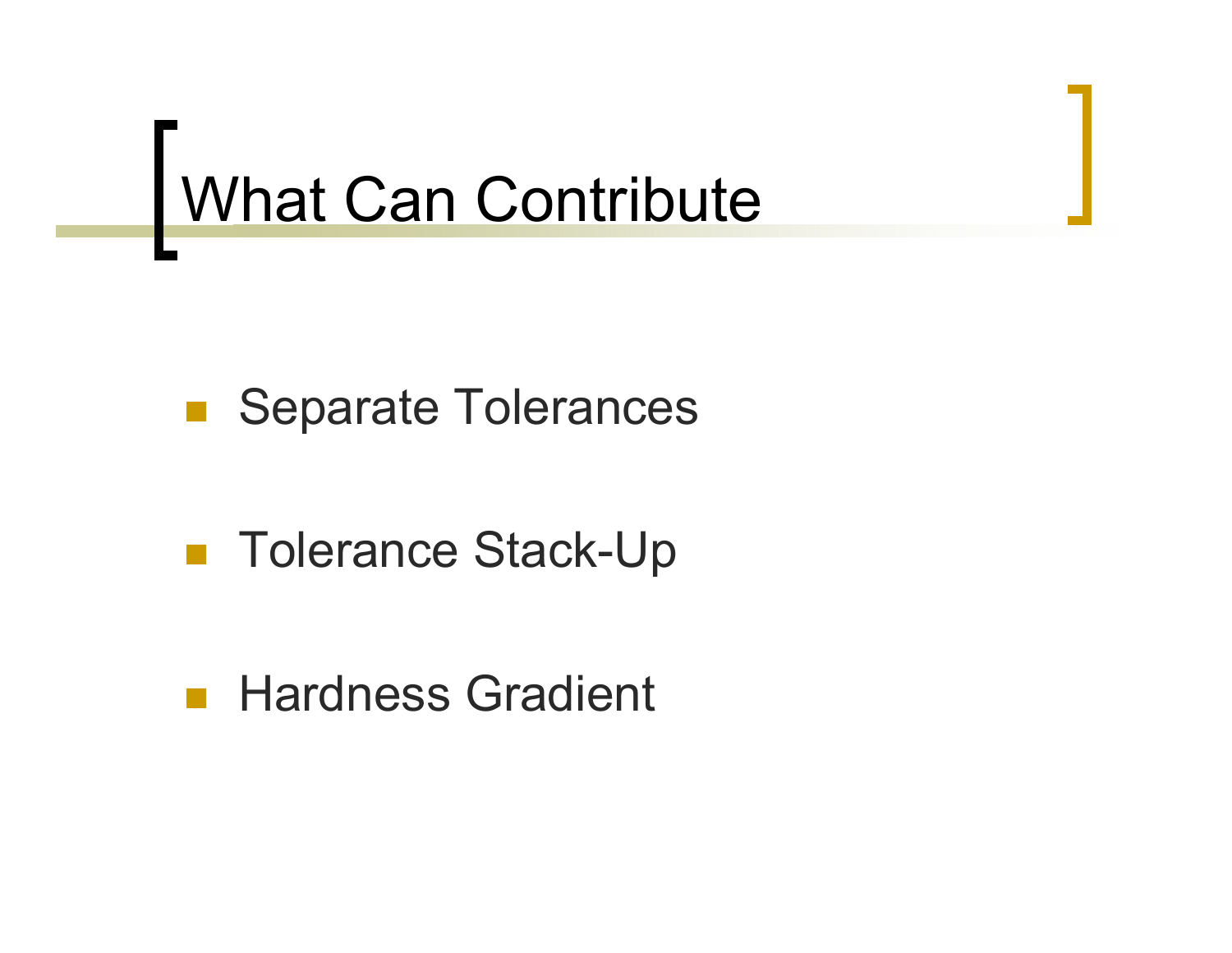# What Can Contribute

- Separate Tolerances
- Tolerance Stack-Up
- Hardness Gradient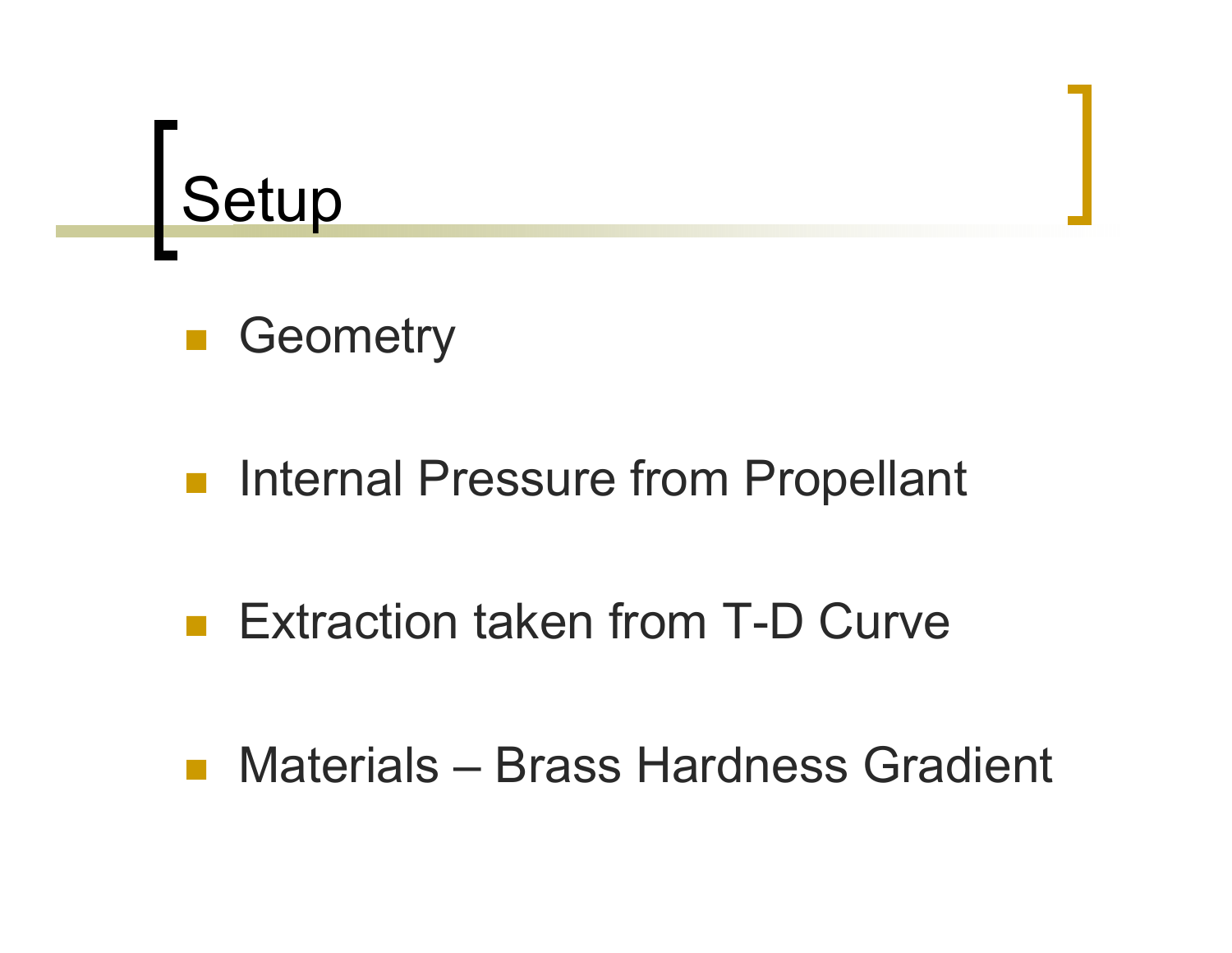# Setup

- Geometry
- Internal Pressure from Propellant
- Extraction taken from T-D Curve
- Materials – Brass Hardness Gradient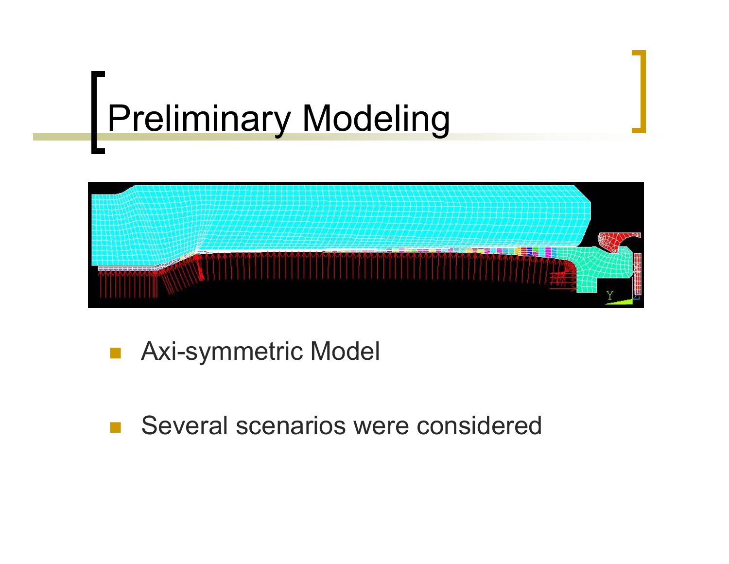# Preliminary Modeling

- Axi-symmetric Model
- Several scenarios were considered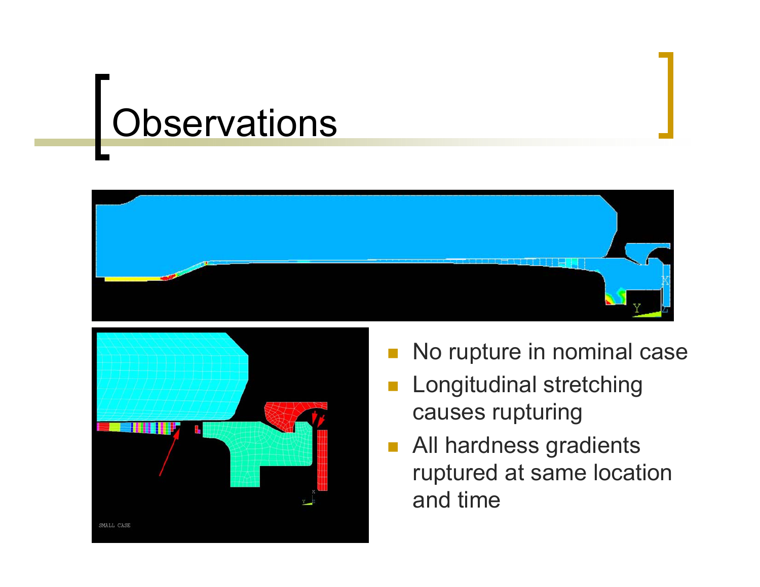# Observations

- No rupture in nominal case
- Longitudinal stretching causes rupturing
- All hardness gradients ruptured at same location and time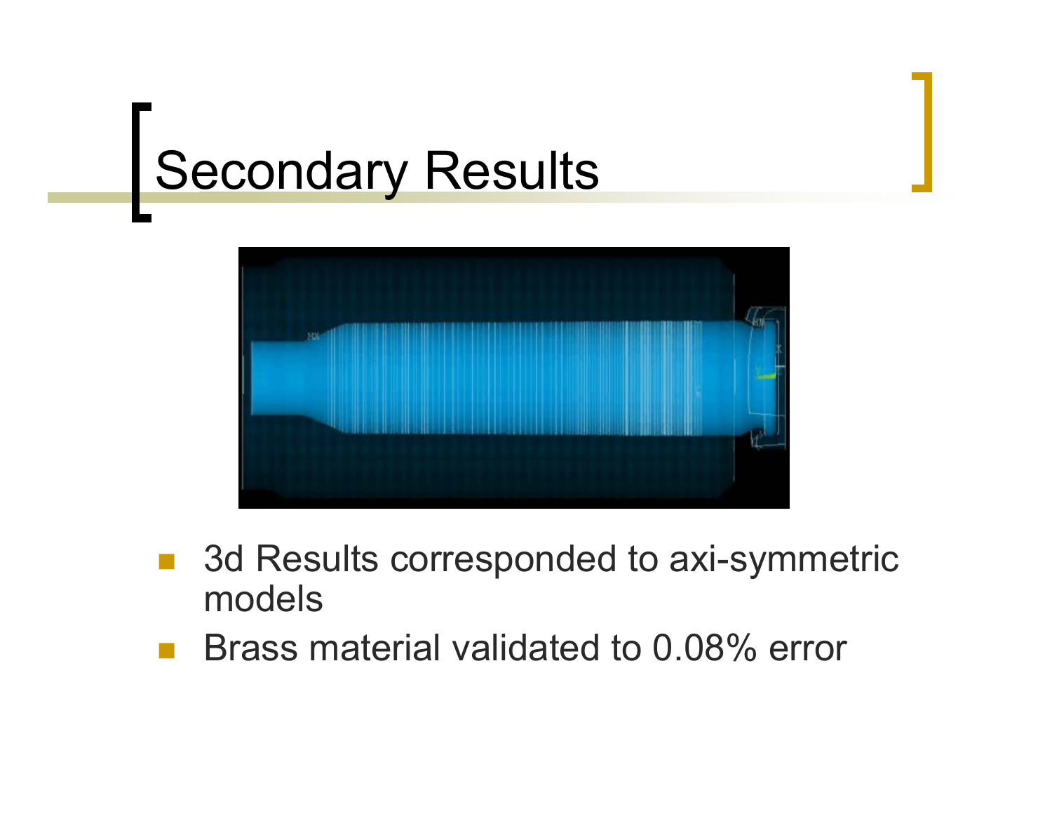# Secondary Results

- 3d Results corresponded to axi-symmetric models
- Brass material validated to 0.08% error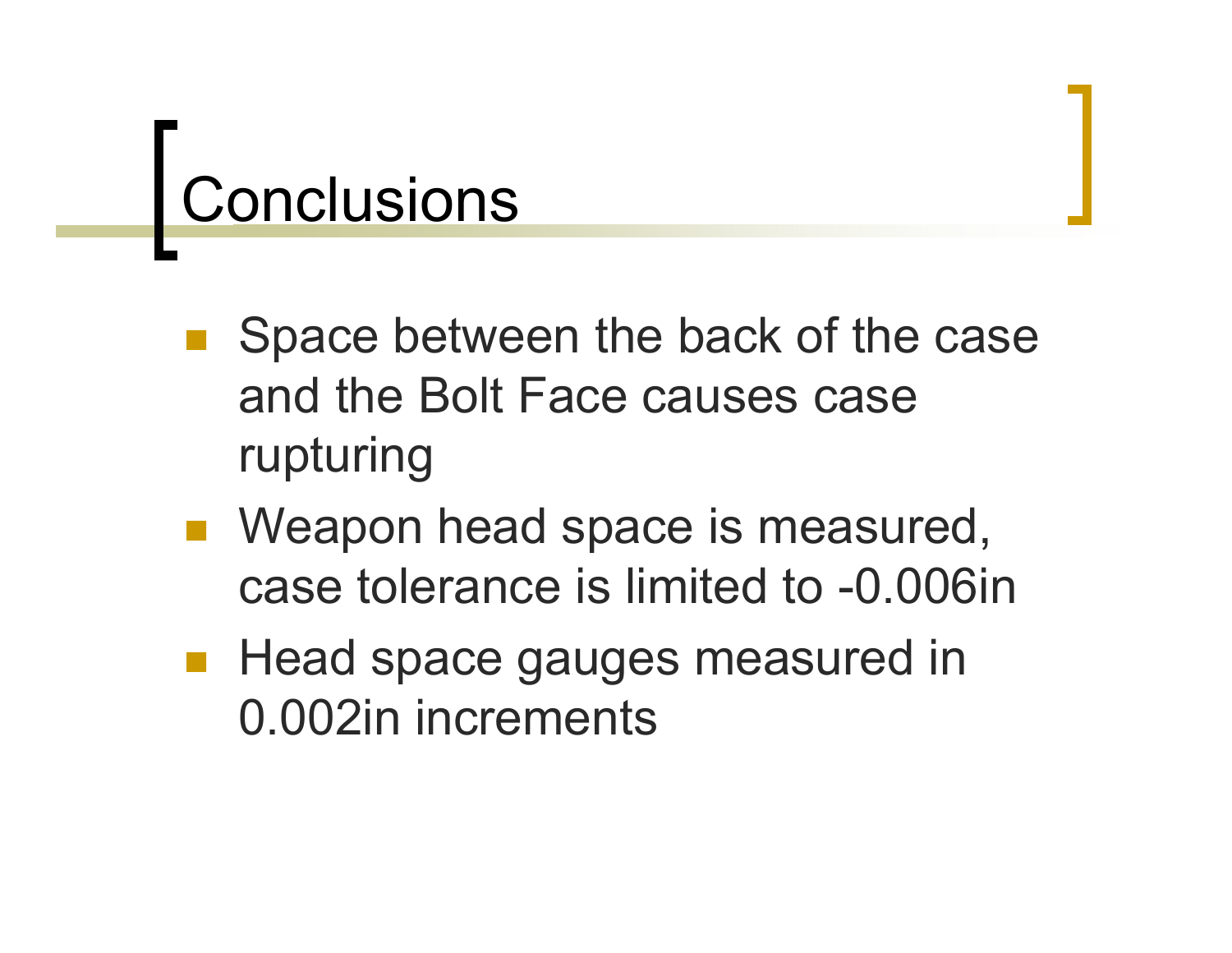# Conclusions

- Space between the back of the case and the Bolt Face causes case rupturing
- Weapon head space is measured, case tolerance is limited to -0.006in
- Head space gauges measured in 0.002in increments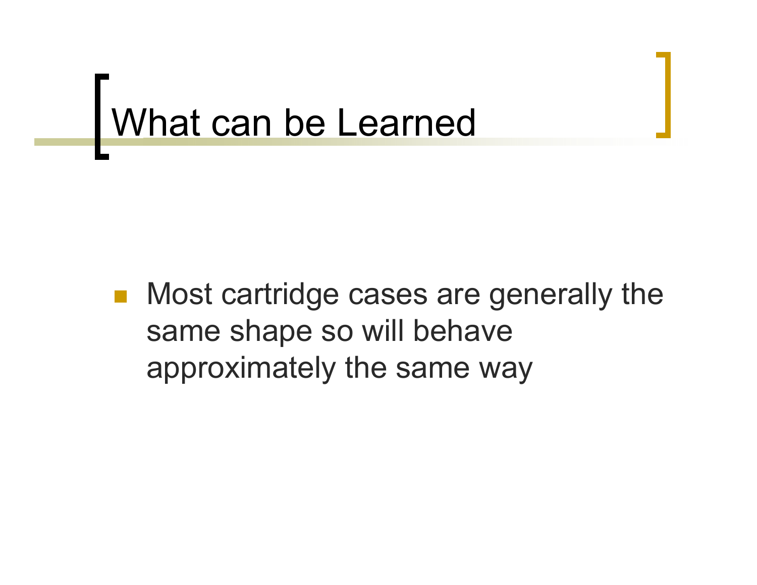# What can be Learned

- Most cartridge cases are generally the same shape so will behave approximately the same way